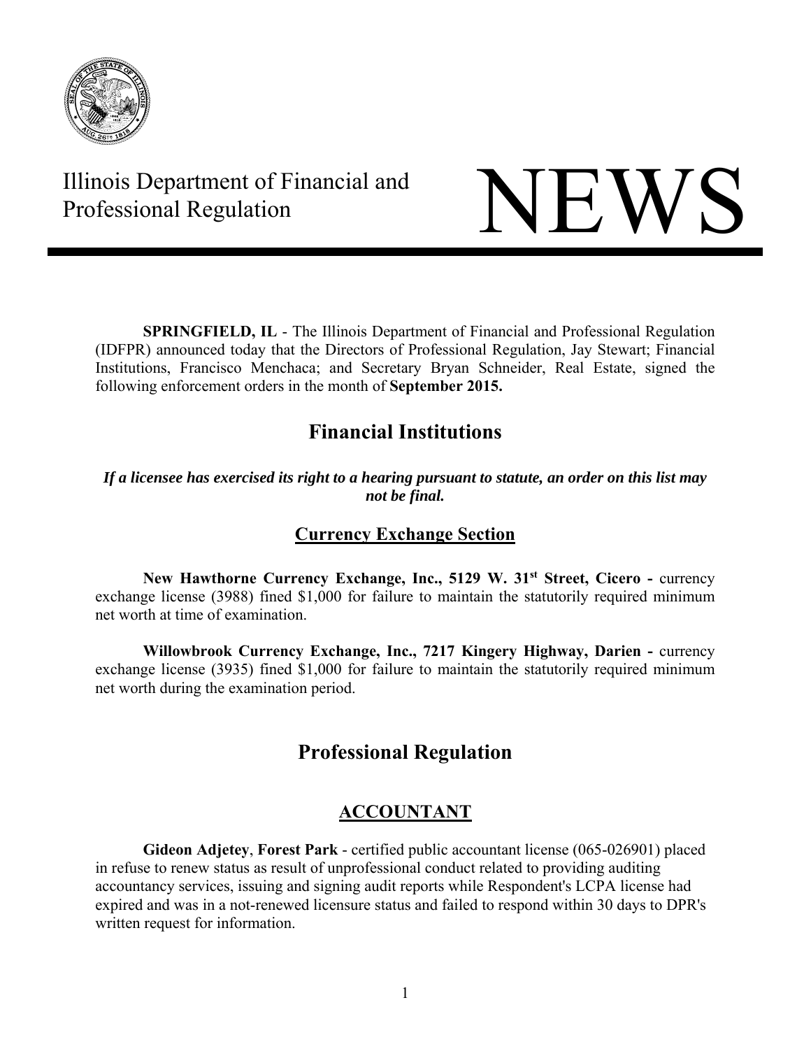Illinois Department of Financial and Professional Regulation

# NEWS

**SPRINGFIELD, IL** - The Illinois Department of Financial and Professional Regulation (IDFPR) announced today that the Directors of Professional Regulation, Jay Stewart; Financial Institutions, Francisco Menchaca; and Secretary Bryan Schneider, Real Estate, signed the following enforcement orders in the month of **September 2015.**

## Financial Institutions

***If a licensee has exercised its right to a hearing pursuant to statute, an order on this list may not be final.***

### Currency Exchange Section

**New Hawthorne Currency Exchange, Inc., 5129 W. 31st Street, Cicero -** currency exchange license (3988) fined $1,000 for failure to maintain the statutorily required minimum net worth at time of examination.

**Willowbrook Currency Exchange, Inc., 7217 Kingery Highway, Darien -** currency exchange license (3935) fined $1,000 for failure to maintain the statutorily required minimum net worth during the examination period.

## Professional Regulation

### ACCOUNTANT

**Gideon Adjetey**, **Forest Park** - certified public accountant license (065-026901) placed in refuse to renew status as result of unprofessional conduct related to providing auditing accountancy services, issuing and signing audit reports while Respondent's LCPA license had expired and was in a not-renewed licensure status and failed to respond within 30 days to DPR's written request for information.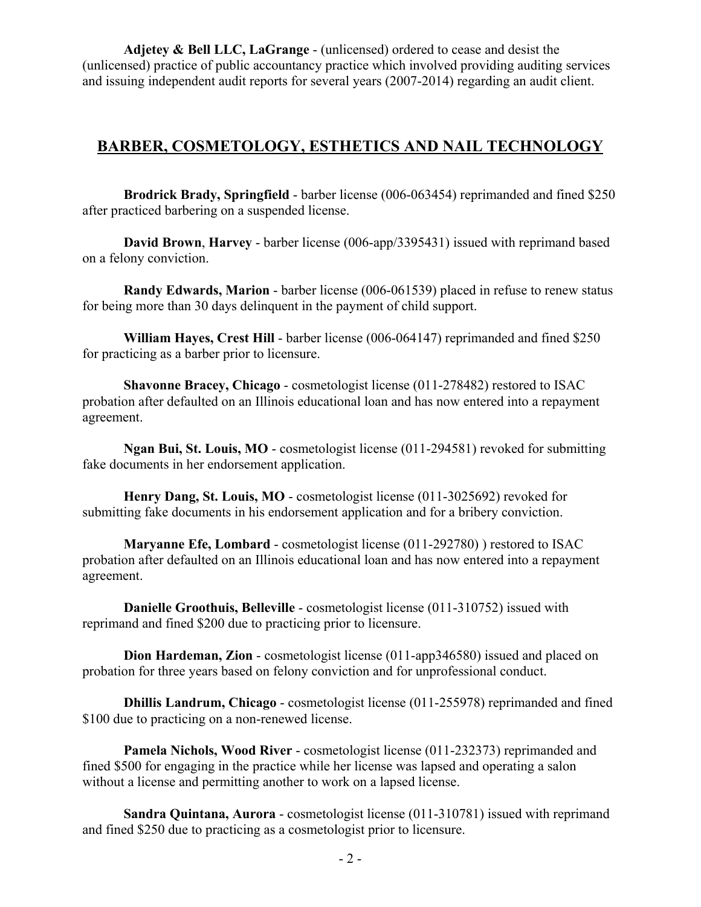**Adjetey & Bell LLC, LaGrange** - (unlicensed) ordered to cease and desist the (unlicensed) practice of public accountancy practice which involved providing auditing services and issuing independent audit reports for several years (2007-2014) regarding an audit client.

## BARBER, COSMETOLOGY, ESTHETICS AND NAIL TECHNOLOGY

**Brodrick Brady, Springfield** - barber license (006-063454) reprimanded and fined $250 after practiced barbering on a suspended license.

**David Brown**, **Harvey** - barber license (006-app/3395431) issued with reprimand based on a felony conviction.

**Randy Edwards, Marion** - barber license (006-061539) placed in refuse to renew status for being more than 30 days delinquent in the payment of child support.

**William Hayes, Crest Hill** - barber license (006-064147) reprimanded and fined $250 for practicing as a barber prior to licensure.

**Shavonne Bracey, Chicago** - cosmetologist license (011-278482) restored to ISAC probation after defaulted on an Illinois educational loan and has now entered into a repayment agreement.

**Ngan Bui, St. Louis, MO** - cosmetologist license (011-294581) revoked for submitting fake documents in her endorsement application.

**Henry Dang, St. Louis, MO** - cosmetologist license (011-3025692) revoked for submitting fake documents in his endorsement application and for a bribery conviction.

**Maryanne Efe, Lombard** - cosmetologist license (011-292780) ) restored to ISAC probation after defaulted on an Illinois educational loan and has now entered into a repayment agreement.

**Danielle Groothuis, Belleville** - cosmetologist license (011-310752) issued with reprimand and fined $200 due to practicing prior to licensure.

**Dion Hardeman, Zion** - cosmetologist license (011-app346580) issued and placed on probation for three years based on felony conviction and for unprofessional conduct.

**Dhillis Landrum, Chicago** - cosmetologist license (011-255978) reprimanded and fined $100 due to practicing on a non-renewed license.

**Pamela Nichols, Wood River** - cosmetologist license (011-232373) reprimanded and fined $500 for engaging in the practice while her license was lapsed and operating a salon without a license and permitting another to work on a lapsed license.

**Sandra Quintana, Aurora** - cosmetologist license (011-310781) issued with reprimand and fined $250 due to practicing as a cosmetologist prior to licensure.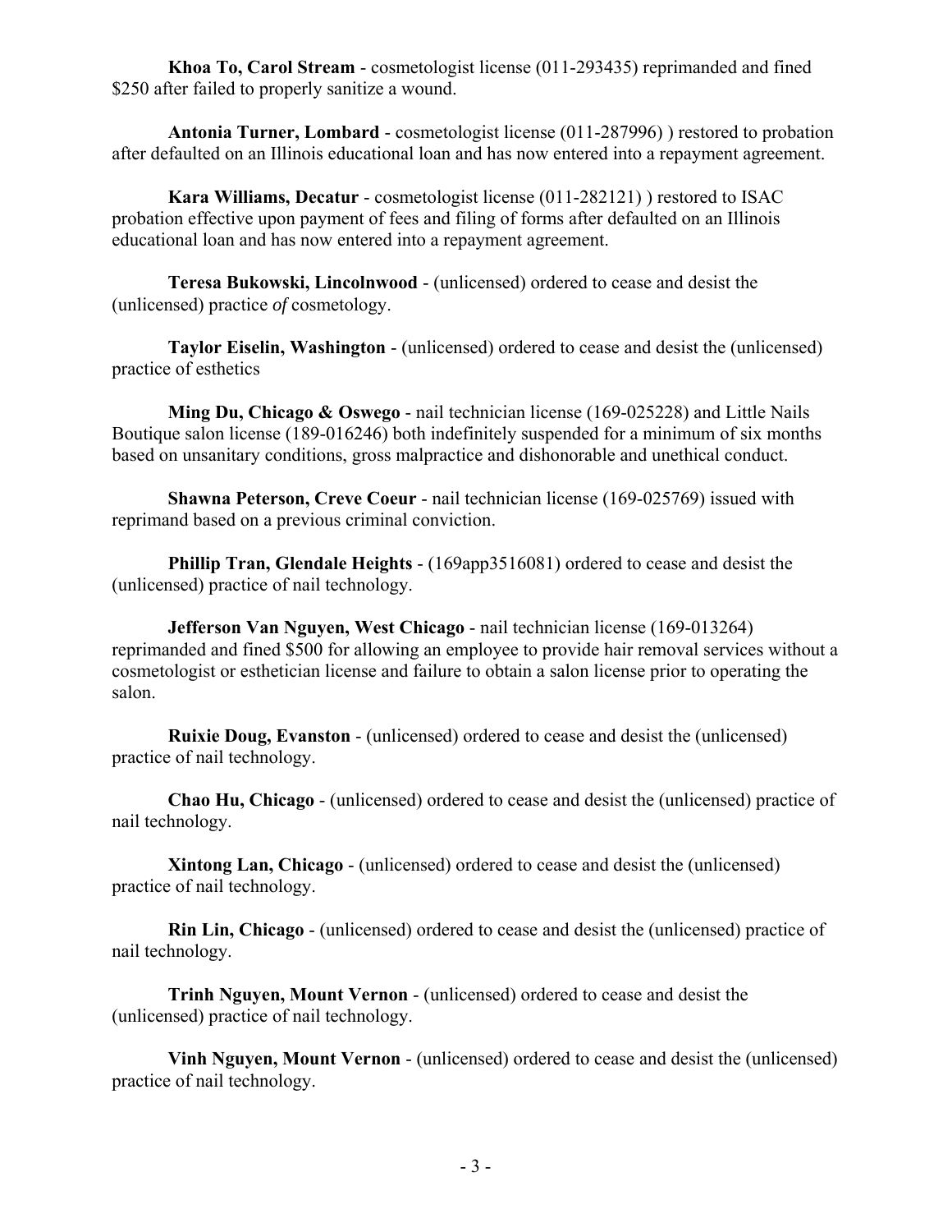**Khoa To, Carol Stream** - cosmetologist license (011-293435) reprimanded and fined $250 after failed to properly sanitize a wound.

**Antonia Turner, Lombard** - cosmetologist license (011-287996) ) restored to probation after defaulted on an Illinois educational loan and has now entered into a repayment agreement.

**Kara Williams, Decatur** - cosmetologist license (011-282121) ) restored to ISAC probation effective upon payment of fees and filing of forms after defaulted on an Illinois educational loan and has now entered into a repayment agreement.

**Teresa Bukowski, Lincolnwood** - (unlicensed) ordered to cease and desist the (unlicensed) practice *of* cosmetology.

**Taylor Eiselin, Washington** - (unlicensed) ordered to cease and desist the (unlicensed) practice of esthetics

**Ming Du, Chicago & Oswego** - nail technician license (169-025228) and Little Nails Boutique salon license (189-016246) both indefinitely suspended for a minimum of six months based on unsanitary conditions, gross malpractice and dishonorable and unethical conduct.

**Shawna Peterson, Creve Coeur** - nail technician license (169-025769) issued with reprimand based on a previous criminal conviction.

**Phillip Tran, Glendale Heights** - (169app3516081) ordered to cease and desist the (unlicensed) practice of nail technology.

**Jefferson Van Nguyen, West Chicago** - nail technician license (169-013264) reprimanded and fined $500 for allowing an employee to provide hair removal services without a cosmetologist or esthetician license and failure to obtain a salon license prior to operating the salon.

**Ruixie Doug, Evanston** - (unlicensed) ordered to cease and desist the (unlicensed) practice of nail technology.

**Chao Hu, Chicago** - (unlicensed) ordered to cease and desist the (unlicensed) practice of nail technology.

**Xintong Lan, Chicago** - (unlicensed) ordered to cease and desist the (unlicensed) practice of nail technology.

**Rin Lin, Chicago** - (unlicensed) ordered to cease and desist the (unlicensed) practice of nail technology.

**Trinh Nguyen, Mount Vernon** - (unlicensed) ordered to cease and desist the (unlicensed) practice of nail technology.

**Vinh Nguyen, Mount Vernon** - (unlicensed) ordered to cease and desist the (unlicensed) practice of nail technology.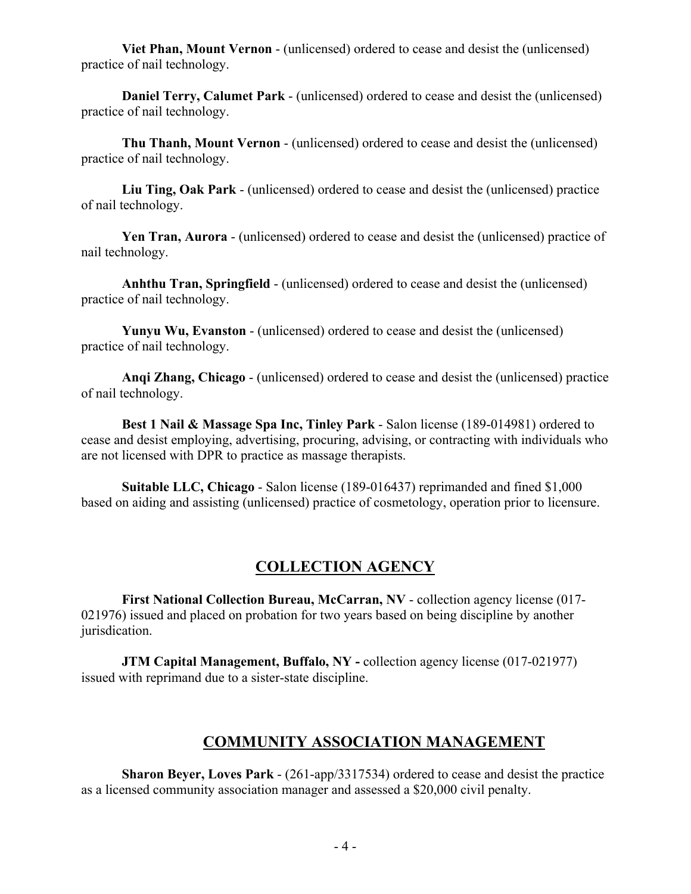**Viet Phan, Mount Vernon** - (unlicensed) ordered to cease and desist the (unlicensed) practice of nail technology.

**Daniel Terry, Calumet Park** - (unlicensed) ordered to cease and desist the (unlicensed) practice of nail technology.

**Thu Thanh, Mount Vernon** - (unlicensed) ordered to cease and desist the (unlicensed) practice of nail technology.

**Liu Ting, Oak Park** - (unlicensed) ordered to cease and desist the (unlicensed) practice of nail technology.

**Yen Tran, Aurora** - (unlicensed) ordered to cease and desist the (unlicensed) practice of nail technology.

**Anhthu Tran, Springfield** - (unlicensed) ordered to cease and desist the (unlicensed) practice of nail technology.

**Yunyu Wu, Evanston** - (unlicensed) ordered to cease and desist the (unlicensed) practice of nail technology.

**Anqi Zhang, Chicago** - (unlicensed) ordered to cease and desist the (unlicensed) practice of nail technology.

**Best 1 Nail & Massage Spa Inc, Tinley Park** - Salon license (189-014981) ordered to cease and desist employing, advertising, procuring, advising, or contracting with individuals who are not licensed with DPR to practice as massage therapists.

**Suitable LLC, Chicago** - Salon license (189-016437) reprimanded and fined $1,000 based on aiding and assisting (unlicensed) practice of cosmetology, operation prior to licensure.

## COLLECTION AGENCY

**First National Collection Bureau, McCarran, NV** - collection agency license (017-021976) issued and placed on probation for two years based on being discipline by another jurisdication.

**JTM Capital Management, Buffalo, NY -** collection agency license (017-021977) issued with reprimand due to a sister-state discipline.

## COMMUNITY ASSOCIATION MANAGEMENT

**Sharon Beyer, Loves Park** - (261-app/3317534) ordered to cease and desist the practice as a licensed community association manager and assessed a $20,000 civil penalty.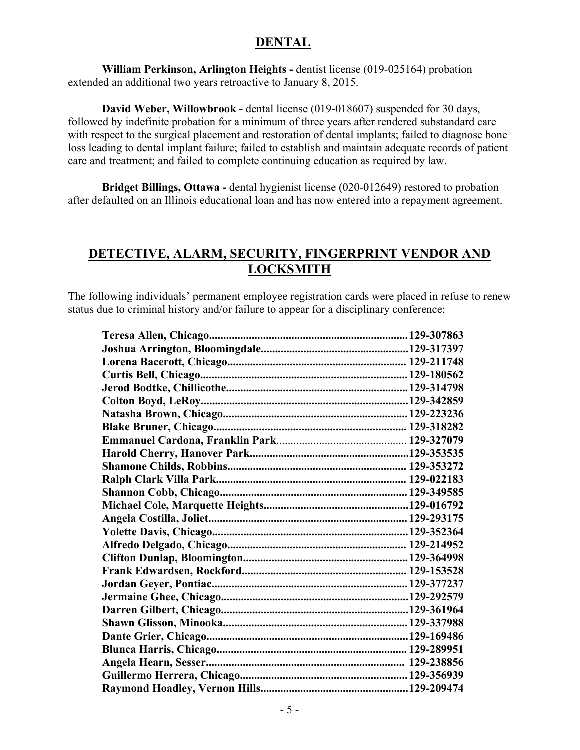## DENTAL

**William Perkinson, Arlington Heights -** dentist license (019-025164) probation extended an additional two years retroactive to January 8, 2015.

**David Weber, Willowbrook -** dental license (019-018607) suspended for 30 days, followed by indefinite probation for a minimum of three years after rendered substandard care with respect to the surgical placement and restoration of dental implants; failed to diagnose bone loss leading to dental implant failure; failed to establish and maintain adequate records of patient care and treatment; and failed to complete continuing education as required by law.

**Bridget Billings, Ottawa -** dental hygienist license (020-012649) restored to probation after defaulted on an Illinois educational loan and has now entered into a repayment agreement.

## DETECTIVE, ALARM, SECURITY, FINGERPRINT VENDOR AND LOCKSMITH

The following individuals' permanent employee registration cards were placed in refuse to renew status due to criminal history and/or failure to appear for a disciplinary conference:

**Teresa Allen, Chicago......................................................................129-307863**
**Joshua Arrington, Bloomingdale....................................................129-317397**
**Lorena Bacerott, Chicago.............................................................. 129-211748**
**Curtis Bell, Chicago.........................................................................129-180562**
**Jerod Bodtke, Chillicothe................................................................129-314798**
**Colton Boyd, LeRoy.........................................................................129-342859**
**Natasha Brown, Chicago.................................................................129-223236**
**Blake Bruner, Chicago.................................................................... 129-318282**
**Emmanuel Cardona, Franklin Park............................................. 129-327079**
**Harold Cherry, Hanover Park........................................................129-353535**
**Shamone Childs, Robbins............................................................... 129-353272**
**Ralph Clark Villa Park................................................................... 129-022183**
**Shannon Cobb, Chicago..................................................................129-349585**
**Michael Cole, Marquette Heights...................................................129-016792**
**Angela Costilla, Joliet......................................................................129-293175**
**Yolette Davis, Chicago.....................................................................129-352364**
**Alfredo Delgado, Chicago............................................................... 129-214952**
**Clifton Dunlap, Bloomington..........................................................129-364998**
**Frank Edwardsen, Rockford.......................................................... 129-153528**
**Jordan Geyer, Pontiac.....................................................................129-377237**
**Jermaine Ghee, Chicago..................................................................129-292579**
**Darren Gilbert, Chicago..................................................................129-361964**
**Shawn Glisson, Minooka.................................................................129-337988**
**Dante Grier, Chicago.......................................................................129-169486**
**Blunca Harris, Chicago.................................................................. 129-289951**
**Angela Hearn, Sesser..................................................................... 129-238856**
**Guillermo Herrera, Chicago...........................................................129-356939**
**Raymond Hoadley, Vernon Hills....................................................129-209474**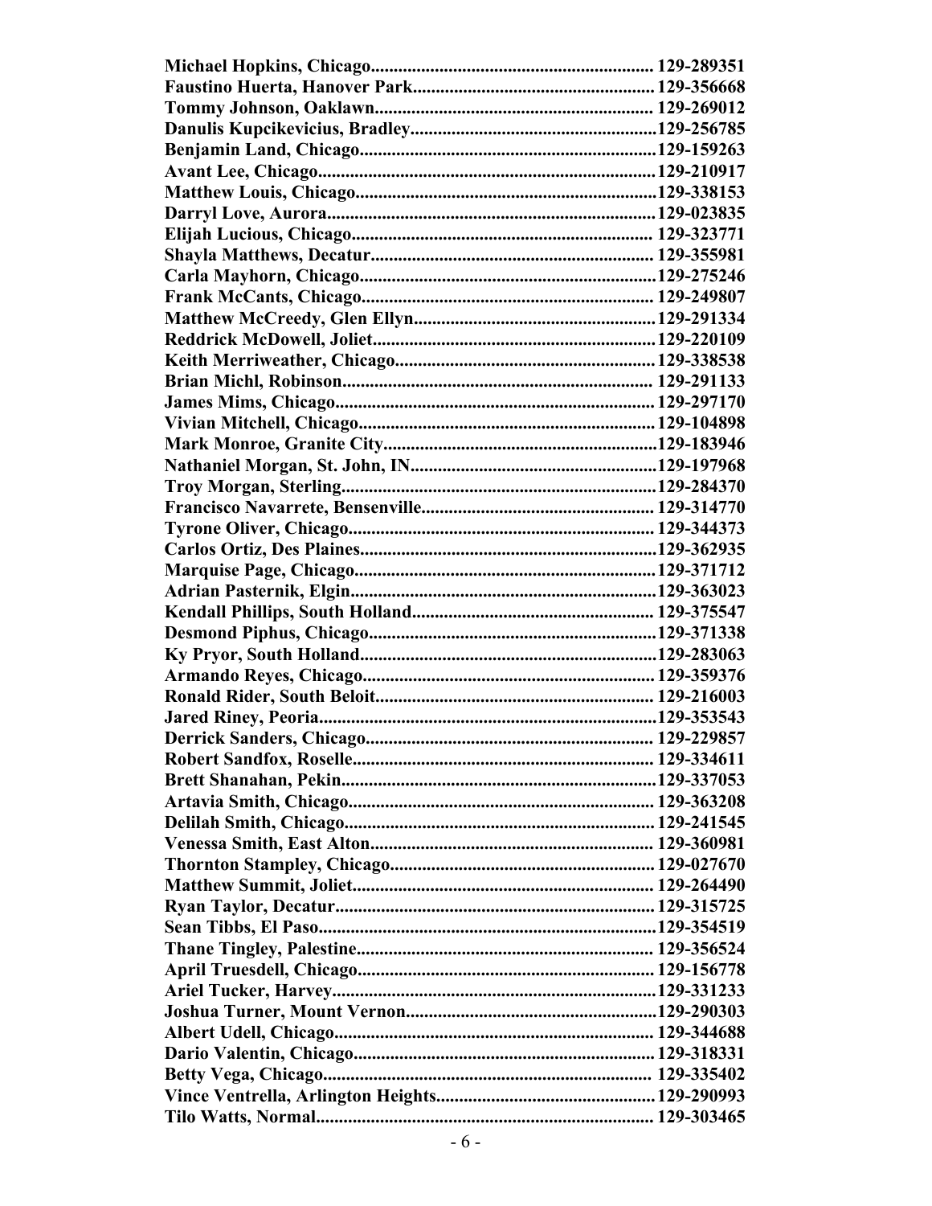**Michael Hopkins, Chicago............................................................... 129-289351**
**Faustino Huerta, Hanover Park..................................................... 129-356668**
**Tommy Johnson, Oaklawn............................................................. 129-269012**
**Danulis Kupcikevicius, Bradley......................................................129-256785**
**Benjamin Land, Chicago................................................................129-159263**
**Avant Lee, Chicago.........................................................................129-210917**
**Matthew Louis, Chicago.................................................................129-338153**
**Darryl Love, Aurora.......................................................................129-023835**
**Elijah Lucious, Chicago................................................................. 129-323771**
**Shayla Matthews, Decatur.............................................................. 129-355981**
**Carla Mayhorn, Chicago.................................................................129-275246**
**Frank McCants, Chicago................................................................ 129-249807**
**Matthew McCreedy, Glen Ellyn......................................................129-291334**
**Reddrick McDowell, Joliet..............................................................129-220109**
**Keith Merriweather, Chicago..........................................................129-338538**
**Brian Michl, Robinson.................................................................... 129-291133**
**James Mims, Chicago......................................................................129-297170**
**Vivian Mitchell, Chicago.................................................................129-104898**
**Mark Monroe, Granite City.............................................................129-183946**
**Nathaniel Morgan, St. John, IN......................................................129-197968**
**Troy Morgan, Sterling.....................................................................129-284370**
**Francisco Navarrete, Bensenville.................................................... 129-314770**
**Tyrone Oliver, Chicago................................................................... 129-344373**
**Carlos Ortiz, Des Plaines.................................................................129-362935**
**Marquise Page, Chicago..................................................................129-371712**
**Adrian Pasternik, Elgin...................................................................129-363023**
**Kendall Phillips, South Holland..................................................... 129-375547**
**Desmond Piphus, Chicago...............................................................129-371338**
**Ky Pryor, South Holland.................................................................129-283063**
**Armando Reyes, Chicago................................................................129-359376**
**Ronald Rider, South Beloit............................................................. 129-216003**
**Jared Riney, Peoria..........................................................................129-353543**
**Derrick Sanders, Chicago............................................................... 129-229857**
**Robert Sandfox, Roselle.................................................................. 129-334611**
**Brett Shanahan, Pekin.....................................................................129-337053**
**Artavia Smith, Chicago...................................................................129-363208**
**Delilah Smith, Chicago...................................................................129-241545**
**Venessa Smith, East Alton.............................................................. 129-360981**
**Thornton Stampley, Chicago..........................................................129-027670**
**Matthew Summit, Joliet.................................................................. 129-264490**
**Ryan Taylor, Decatur......................................................................129-315725**
**Sean Tibbs, El Paso..........................................................................129-354519**
**Thane Tingley, Palestine................................................................. 129-356524**
**April Truesdell, Chicago.................................................................129-156778**
**Ariel Tucker, Harvey.......................................................................129-331233**
**Joshua Turner, Mount Vernon.......................................................129-290303**
**Albert Udell, Chicago...................................................................... 129-344688**
**Dario Valentin, Chicago..................................................................129-318331**
**Betty Vega, Chicago........................................................................ 129-335402**
**Vince Ventrella, Arlington Heights................................................129-290993**
**Tilo Watts, Normal.......................................................................... 129-303465**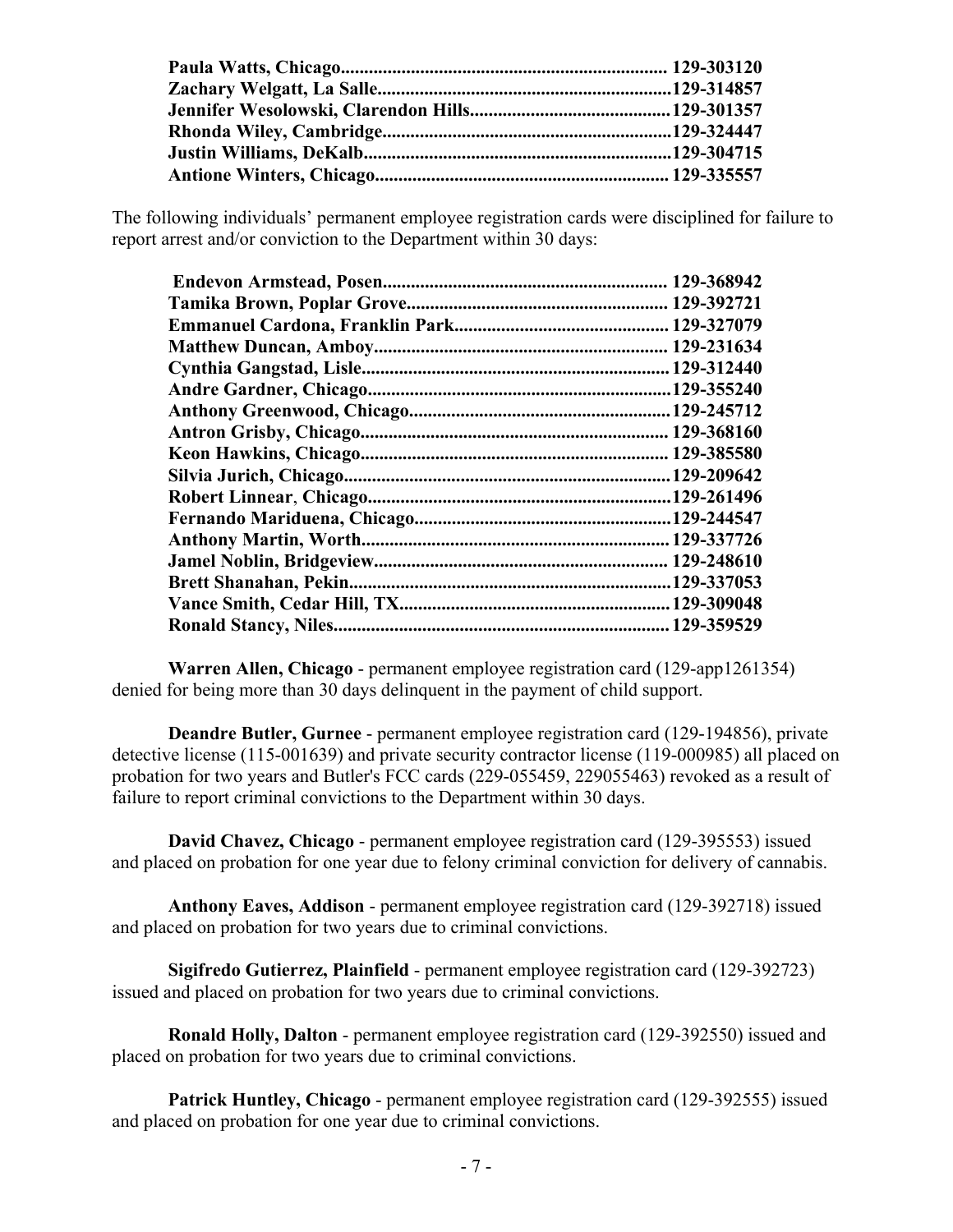**Paula Watts, Chicago...................................................................... 129-303120**
**Zachary Welgatt, La Salle..............................................................129-314857**
**Jennifer Wesolowski, Clarendon Hills...........................................129-301357**
**Rhonda Wiley, Cambridge.............................................................129-324447**
**Justin Williams, DeKalb.................................................................129-304715**
**Antione Winters, Chicago.............................................................. 129-335557**

The following individuals' permanent employee registration cards were disciplined for failure to report arrest and/or conviction to the Department within 30 days:

**Endevon Armstead, Posen............................................................ 129-368942**
**Tamika Brown, Poplar Grove........................................................ 129-392721**
**Emmanuel Cardona, Franklin Park............................................. 129-327079**
**Matthew Duncan, Amboy.............................................................. 129-231634**
**Cynthia Gangstad, Lisle................................................................ 129-312440**
**Andre Gardner, Chicago................................................................129-355240**
**Anthony Greenwood, Chicago........................................................129-245712**
**Antron Grisby, Chicago................................................................. 129-368160**
**Keon Hawkins, Chicago................................................................. 129-385580**
**Silvia Jurich, Chicago.....................................................................129-209642**
**Robert Linnear, Chicago................................................................129-261496**
**Fernando Mariduena, Chicago......................................................129-244547**
**Anthony Martin, Worth................................................................. 129-337726**
**Jamel Noblin, Bridgeview.............................................................. 129-248610**
**Brett Shanahan, Pekin....................................................................129-337053**
**Vance Smith, Cedar Hill, TX......................................................... 129-309048**
**Ronald Stancy, Niles....................................................................... 129-359529**

**Warren Allen, Chicago** - permanent employee registration card (129-app1261354) denied for being more than 30 days delinquent in the payment of child support.

**Deandre Butler, Gurnee** - permanent employee registration card (129-194856), private detective license (115-001639) and private security contractor license (119-000985) all placed on probation for two years and Butler's FCC cards (229-055459, 229055463) revoked as a result of failure to report criminal convictions to the Department within 30 days.

**David Chavez, Chicago** - permanent employee registration card (129-395553) issued and placed on probation for one year due to felony criminal conviction for delivery of cannabis.

**Anthony Eaves, Addison** - permanent employee registration card (129-392718) issued and placed on probation for two years due to criminal convictions.

**Sigifredo Gutierrez, Plainfield** - permanent employee registration card (129-392723) issued and placed on probation for two years due to criminal convictions.

**Ronald Holly, Dalton** - permanent employee registration card (129-392550) issued and placed on probation for two years due to criminal convictions.

**Patrick Huntley, Chicago** - permanent employee registration card (129-392555) issued and placed on probation for one year due to criminal convictions.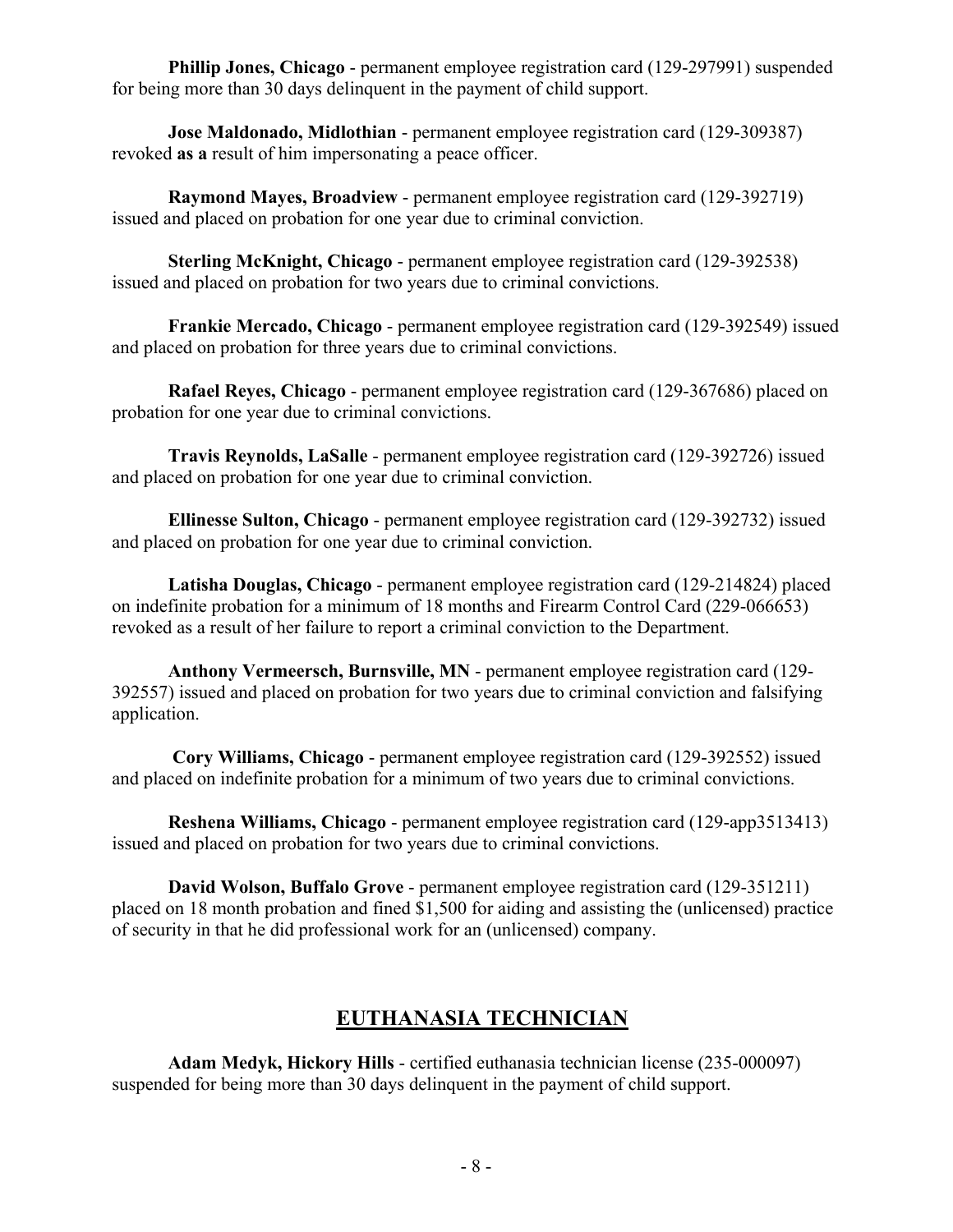**Phillip Jones, Chicago** - permanent employee registration card (129-297991) suspended for being more than 30 days delinquent in the payment of child support.

**Jose Maldonado, Midlothian** - permanent employee registration card (129-309387) revoked **as a** result of him impersonating a peace officer.

**Raymond Mayes, Broadview** - permanent employee registration card (129-392719) issued and placed on probation for one year due to criminal conviction.

**Sterling McKnight, Chicago** - permanent employee registration card (129-392538) issued and placed on probation for two years due to criminal convictions.

**Frankie Mercado, Chicago** - permanent employee registration card (129-392549) issued and placed on probation for three years due to criminal convictions.

**Rafael Reyes, Chicago** - permanent employee registration card (129-367686) placed on probation for one year due to criminal convictions.

**Travis Reynolds, LaSalle** - permanent employee registration card (129-392726) issued and placed on probation for one year due to criminal conviction.

**Ellinesse Sulton, Chicago** - permanent employee registration card (129-392732) issued and placed on probation for one year due to criminal conviction.

**Latisha Douglas, Chicago** - permanent employee registration card (129-214824) placed on indefinite probation for a minimum of 18 months and Firearm Control Card (229-066653) revoked as a result of her failure to report a criminal conviction to the Department.

**Anthony Vermeersch, Burnsville, MN** - permanent employee registration card (129-392557) issued and placed on probation for two years due to criminal conviction and falsifying application.

**Cory Williams, Chicago** - permanent employee registration card (129-392552) issued and placed on indefinite probation for a minimum of two years due to criminal convictions.

**Reshena Williams, Chicago** - permanent employee registration card (129-app3513413) issued and placed on probation for two years due to criminal convictions.

**David Wolson, Buffalo Grove** - permanent employee registration card (129-351211) placed on 18 month probation and fined $1,500 for aiding and assisting the (unlicensed) practice of security in that he did professional work for an (unlicensed) company.

## EUTHANASIA TECHNICIAN

**Adam Medyk, Hickory Hills** - certified euthanasia technician license (235-000097) suspended for being more than 30 days delinquent in the payment of child support.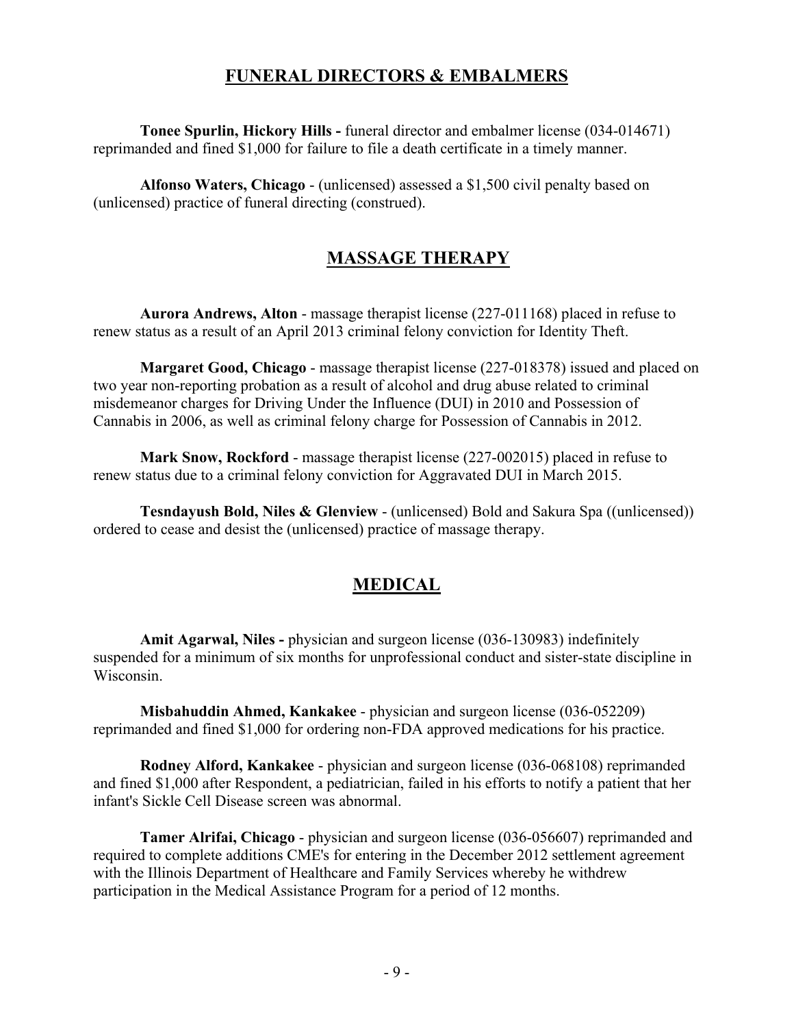## FUNERAL DIRECTORS & EMBALMERS

**Tonee Spurlin, Hickory Hills -** funeral director and embalmer license (034-014671) reprimanded and fined $1,000 for failure to file a death certificate in a timely manner.

**Alfonso Waters, Chicago** - (unlicensed) assessed a $1,500 civil penalty based on (unlicensed) practice of funeral directing (construed).

## MASSAGE THERAPY

**Aurora Andrews, Alton** - massage therapist license (227-011168) placed in refuse to renew status as a result of an April 2013 criminal felony conviction for Identity Theft.

**Margaret Good, Chicago** - massage therapist license (227-018378) issued and placed on two year non-reporting probation as a result of alcohol and drug abuse related to criminal misdemeanor charges for Driving Under the Influence (DUI) in 2010 and Possession of Cannabis in 2006, as well as criminal felony charge for Possession of Cannabis in 2012.

**Mark Snow, Rockford** - massage therapist license (227-002015) placed in refuse to renew status due to a criminal felony conviction for Aggravated DUI in March 2015.

**Tesndayush Bold, Niles & Glenview** - (unlicensed) Bold and Sakura Spa ((unlicensed)) ordered to cease and desist the (unlicensed) practice of massage therapy.

## MEDICAL

**Amit Agarwal, Niles -** physician and surgeon license (036-130983) indefinitely suspended for a minimum of six months for unprofessional conduct and sister-state discipline in Wisconsin.

**Misbahuddin Ahmed, Kankakee** - physician and surgeon license (036-052209) reprimanded and fined $1,000 for ordering non-FDA approved medications for his practice.

**Rodney Alford, Kankakee** - physician and surgeon license (036-068108) reprimanded and fined $1,000 after Respondent, a pediatrician, failed in his efforts to notify a patient that her infant's Sickle Cell Disease screen was abnormal.

**Tamer Alrifai, Chicago** - physician and surgeon license (036-056607) reprimanded and required to complete additions CME's for entering in the December 2012 settlement agreement with the Illinois Department of Healthcare and Family Services whereby he withdrew participation in the Medical Assistance Program for a period of 12 months.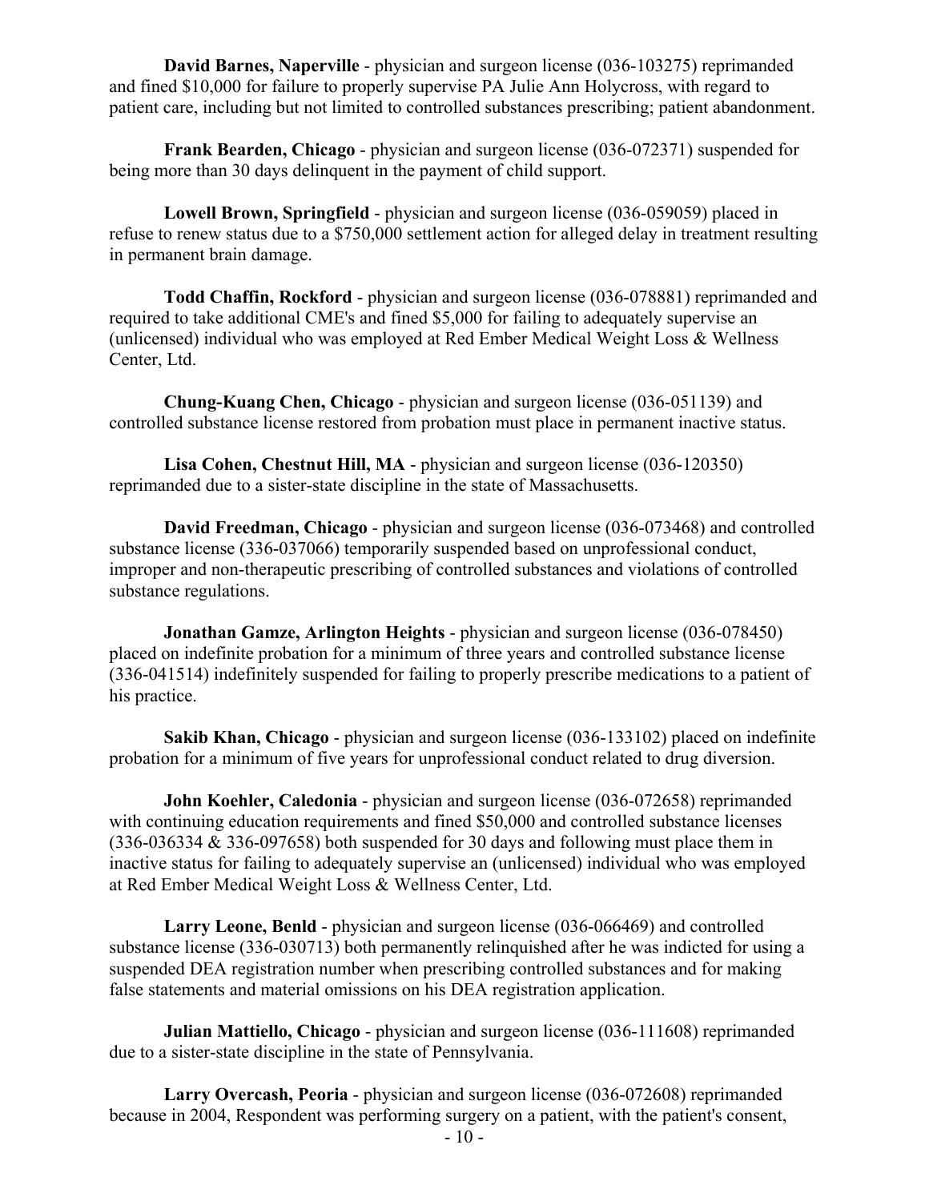**David Barnes, Naperville** - physician and surgeon license (036-103275) reprimanded and fined $10,000 for failure to properly supervise PA Julie Ann Holycross, with regard to patient care, including but not limited to controlled substances prescribing; patient abandonment.

**Frank Bearden, Chicago** - physician and surgeon license (036-072371) suspended for being more than 30 days delinquent in the payment of child support.

**Lowell Brown, Springfield** - physician and surgeon license (036-059059) placed in refuse to renew status due to a $750,000 settlement action for alleged delay in treatment resulting in permanent brain damage.

**Todd Chaffin, Rockford** - physician and surgeon license (036-078881) reprimanded and required to take additional CME's and fined $5,000 for failing to adequately supervise an (unlicensed) individual who was employed at Red Ember Medical Weight Loss & Wellness Center, Ltd.

**Chung-Kuang Chen, Chicago** - physician and surgeon license (036-051139) and controlled substance license restored from probation must place in permanent inactive status.

**Lisa Cohen, Chestnut Hill, MA** - physician and surgeon license (036-120350) reprimanded due to a sister-state discipline in the state of Massachusetts.

**David Freedman, Chicago** - physician and surgeon license (036-073468) and controlled substance license (336-037066) temporarily suspended based on unprofessional conduct, improper and non-therapeutic prescribing of controlled substances and violations of controlled substance regulations.

**Jonathan Gamze, Arlington Heights** - physician and surgeon license (036-078450) placed on indefinite probation for a minimum of three years and controlled substance license (336-041514) indefinitely suspended for failing to properly prescribe medications to a patient of his practice.

**Sakib Khan, Chicago** - physician and surgeon license (036-133102) placed on indefinite probation for a minimum of five years for unprofessional conduct related to drug diversion.

**John Koehler, Caledonia** - physician and surgeon license (036-072658) reprimanded with continuing education requirements and fined $50,000 and controlled substance licenses (336-036334 & 336-097658) both suspended for 30 days and following must place them in inactive status for failing to adequately supervise an (unlicensed) individual who was employed at Red Ember Medical Weight Loss & Wellness Center, Ltd.

**Larry Leone, Benld** - physician and surgeon license (036-066469) and controlled substance license (336-030713) both permanently relinquished after he was indicted for using a suspended DEA registration number when prescribing controlled substances and for making false statements and material omissions on his DEA registration application.

**Julian Mattiello, Chicago** - physician and surgeon license (036-111608) reprimanded due to a sister-state discipline in the state of Pennsylvania.

**Larry Overcash, Peoria** - physician and surgeon license (036-072608) reprimanded because in 2004, Respondent was performing surgery on a patient, with the patient's consent,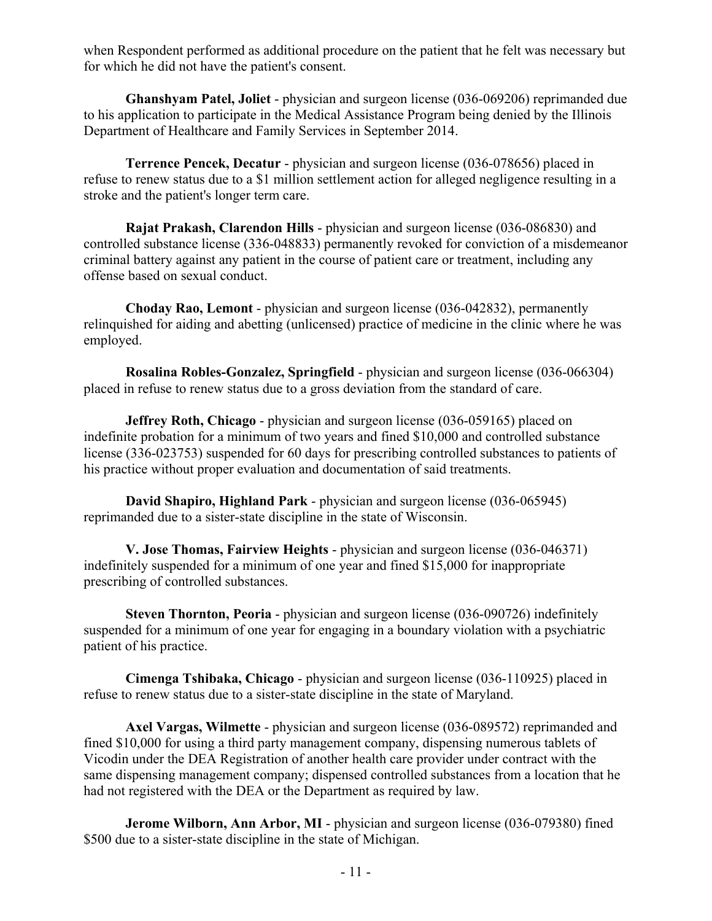when Respondent performed as additional procedure on the patient that he felt was necessary but for which he did not have the patient's consent.

**Ghanshyam Patel, Joliet** - physician and surgeon license (036-069206) reprimanded due to his application to participate in the Medical Assistance Program being denied by the Illinois Department of Healthcare and Family Services in September 2014.

**Terrence Pencek, Decatur** - physician and surgeon license (036-078656) placed in refuse to renew status due to a $1 million settlement action for alleged negligence resulting in a stroke and the patient's longer term care.

**Rajat Prakash, Clarendon Hills** - physician and surgeon license (036-086830) and controlled substance license (336-048833) permanently revoked for conviction of a misdemeanor criminal battery against any patient in the course of patient care or treatment, including any offense based on sexual conduct.

**Choday Rao, Lemont** - physician and surgeon license (036-042832), permanently relinquished for aiding and abetting (unlicensed) practice of medicine in the clinic where he was employed.

**Rosalina Robles-Gonzalez, Springfield** - physician and surgeon license (036-066304) placed in refuse to renew status due to a gross deviation from the standard of care.

**Jeffrey Roth, Chicago** - physician and surgeon license (036-059165) placed on indefinite probation for a minimum of two years and fined $10,000 and controlled substance license (336-023753) suspended for 60 days for prescribing controlled substances to patients of his practice without proper evaluation and documentation of said treatments.

**David Shapiro, Highland Park** - physician and surgeon license (036-065945) reprimanded due to a sister-state discipline in the state of Wisconsin.

**V. Jose Thomas, Fairview Heights** - physician and surgeon license (036-046371) indefinitely suspended for a minimum of one year and fined $15,000 for inappropriate prescribing of controlled substances.

**Steven Thornton, Peoria** - physician and surgeon license (036-090726) indefinitely suspended for a minimum of one year for engaging in a boundary violation with a psychiatric patient of his practice.

**Cimenga Tshibaka, Chicago** - physician and surgeon license (036-110925) placed in refuse to renew status due to a sister-state discipline in the state of Maryland.

**Axel Vargas, Wilmette** - physician and surgeon license (036-089572) reprimanded and fined $10,000 for using a third party management company, dispensing numerous tablets of Vicodin under the DEA Registration of another health care provider under contract with the same dispensing management company; dispensed controlled substances from a location that he had not registered with the DEA or the Department as required by law.

**Jerome Wilborn, Ann Arbor, MI** - physician and surgeon license (036-079380) fined $500 due to a sister-state discipline in the state of Michigan.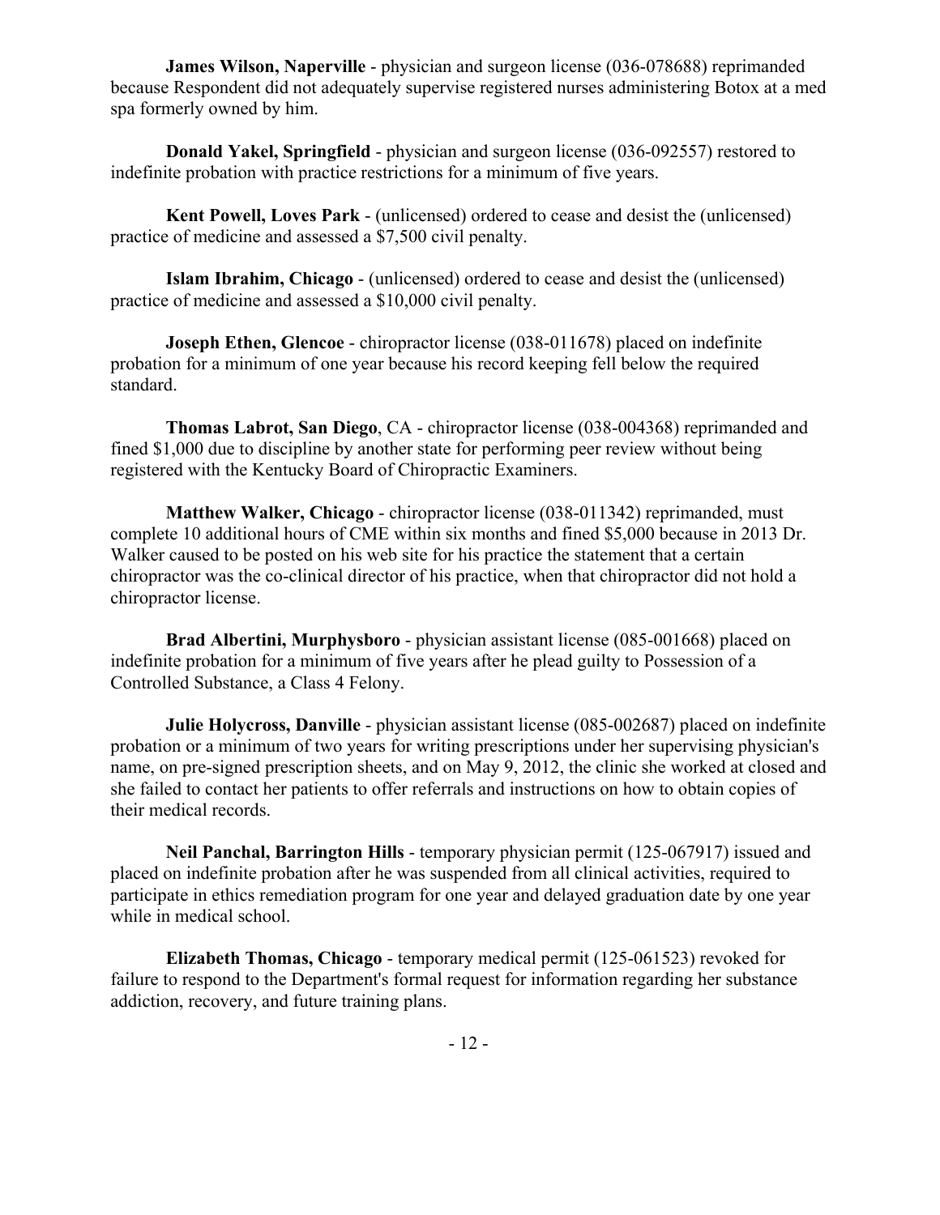**James Wilson, Naperville** - physician and surgeon license (036-078688) reprimanded because Respondent did not adequately supervise registered nurses administering Botox at a med spa formerly owned by him.

**Donald Yakel, Springfield** - physician and surgeon license (036-092557) restored to indefinite probation with practice restrictions for a minimum of five years.

**Kent Powell, Loves Park** - (unlicensed) ordered to cease and desist the (unlicensed) practice of medicine and assessed a $7,500 civil penalty.

**Islam Ibrahim, Chicago** - (unlicensed) ordered to cease and desist the (unlicensed) practice of medicine and assessed a $10,000 civil penalty.

**Joseph Ethen, Glencoe** - chiropractor license (038-011678) placed on indefinite probation for a minimum of one year because his record keeping fell below the required standard.

**Thomas Labrot, San Diego**, CA - chiropractor license (038-004368) reprimanded and fined $1,000 due to discipline by another state for performing peer review without being registered with the Kentucky Board of Chiropractic Examiners.

**Matthew Walker, Chicago** - chiropractor license (038-011342) reprimanded, must complete 10 additional hours of CME within six months and fined $5,000 because in 2013 Dr. Walker caused to be posted on his web site for his practice the statement that a certain chiropractor was the co-clinical director of his practice, when that chiropractor did not hold a chiropractor license.

**Brad Albertini, Murphysboro** - physician assistant license (085-001668) placed on indefinite probation for a minimum of five years after he plead guilty to Possession of a Controlled Substance, a Class 4 Felony.

**Julie Holycross, Danville** - physician assistant license (085-002687) placed on indefinite probation or a minimum of two years for writing prescriptions under her supervising physician's name, on pre-signed prescription sheets, and on May 9, 2012, the clinic she worked at closed and she failed to contact her patients to offer referrals and instructions on how to obtain copies of their medical records.

**Neil Panchal, Barrington Hills** - temporary physician permit (125-067917) issued and placed on indefinite probation after he was suspended from all clinical activities, required to participate in ethics remediation program for one year and delayed graduation date by one year while in medical school.

**Elizabeth Thomas, Chicago** - temporary medical permit (125-061523) revoked for failure to respond to the Department's formal request for information regarding her substance addiction, recovery, and future training plans.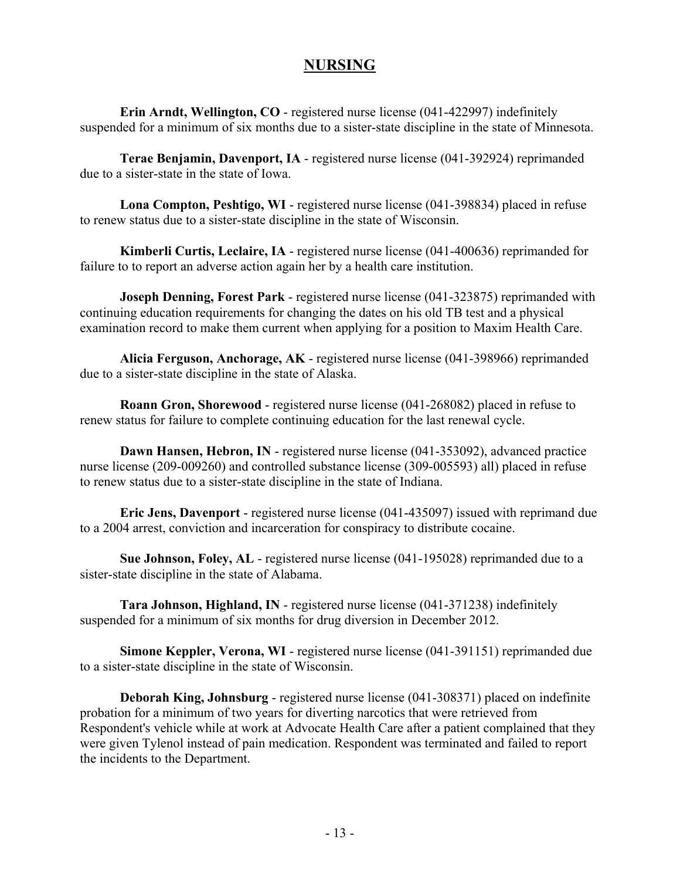# NURSING

**Erin Arndt, Wellington, CO** - registered nurse license (041-422997) indefinitely suspended for a minimum of six months due to a sister-state discipline in the state of Minnesota.

**Terae Benjamin, Davenport, IA** - registered nurse license (041-392924) reprimanded due to a sister-state in the state of Iowa.

**Lona Compton, Peshtigo, WI** - registered nurse license (041-398834) placed in refuse to renew status due to a sister-state discipline in the state of Wisconsin.

**Kimberli Curtis, Leclaire, IA** - registered nurse license (041-400636) reprimanded for failure to to report an adverse action again her by a health care institution.

**Joseph Denning, Forest Park** - registered nurse license (041-323875) reprimanded with continuing education requirements for changing the dates on his old TB test and a physical examination record to make them current when applying for a position to Maxim Health Care.

**Alicia Ferguson, Anchorage, AK** - registered nurse license (041-398966) reprimanded due to a sister-state discipline in the state of Alaska.

**Roann Gron, Shorewood** - registered nurse license (041-268082) placed in refuse to renew status for failure to complete continuing education for the last renewal cycle.

**Dawn Hansen, Hebron, IN** - registered nurse license (041-353092), advanced practice nurse license (209-009260) and controlled substance license (309-005593) all) placed in refuse to renew status due to a sister-state discipline in the state of Indiana.

**Eric Jens, Davenport** - registered nurse license (041-435097) issued with reprimand due to a 2004 arrest, conviction and incarceration for conspiracy to distribute cocaine.

**Sue Johnson, Foley, AL** - registered nurse license (041-195028) reprimanded due to a sister-state discipline in the state of Alabama.

**Tara Johnson, Highland, IN** - registered nurse license (041-371238) indefinitely suspended for a minimum of six months for drug diversion in December 2012.

**Simone Keppler, Verona, WI** - registered nurse license (041-391151) reprimanded due to a sister-state discipline in the state of Wisconsin.

**Deborah King, Johnsburg** - registered nurse license (041-308371) placed on indefinite probation for a minimum of two years for diverting narcotics that were retrieved from Respondent's vehicle while at work at Advocate Health Care after a patient complained that they were given Tylenol instead of pain medication. Respondent was terminated and failed to report the incidents to the Department.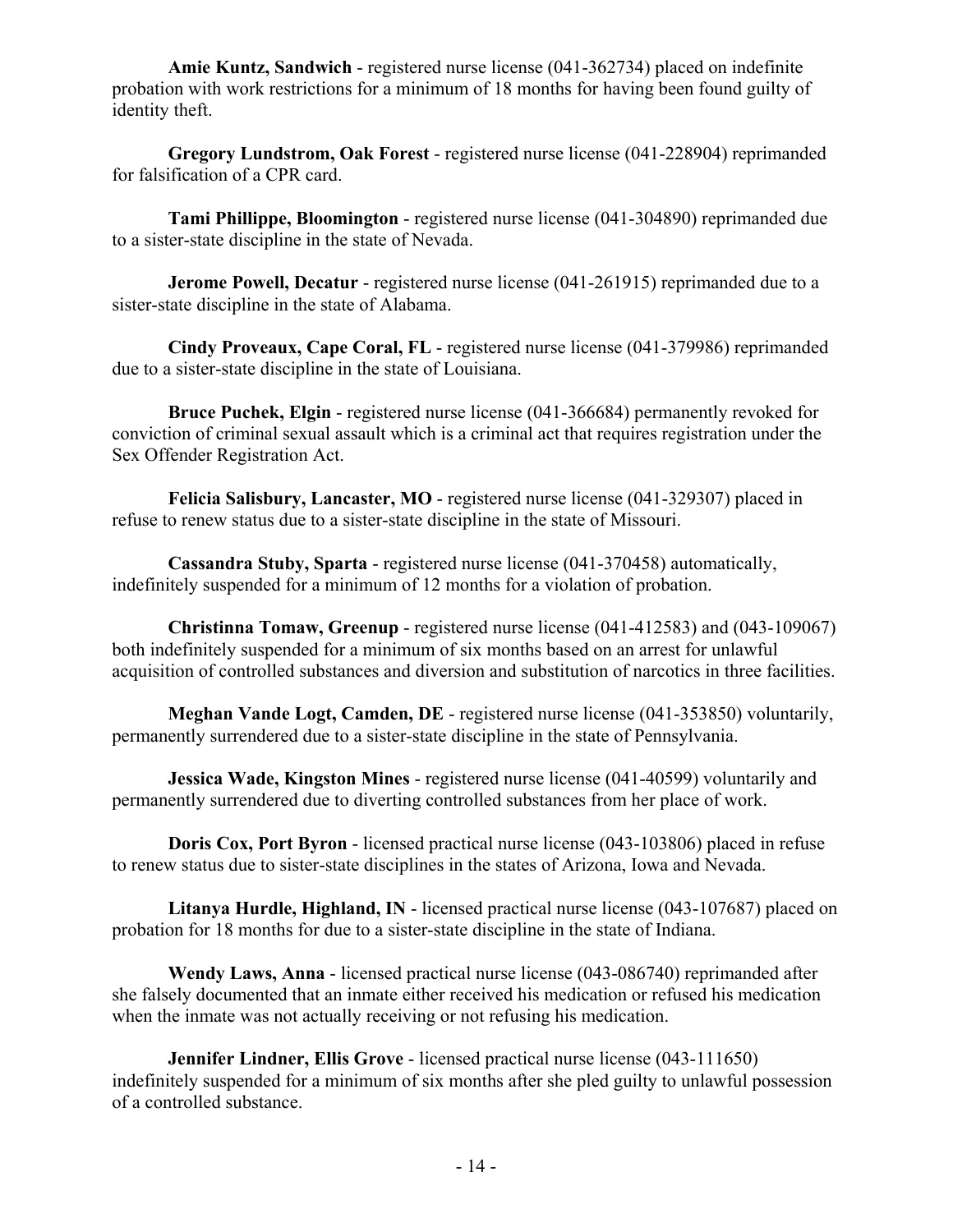**Amie Kuntz, Sandwich** - registered nurse license (041-362734) placed on indefinite probation with work restrictions for a minimum of 18 months for having been found guilty of identity theft.

**Gregory Lundstrom, Oak Forest** - registered nurse license (041-228904) reprimanded for falsification of a CPR card.

**Tami Phillippe, Bloomington** - registered nurse license (041-304890) reprimanded due to a sister-state discipline in the state of Nevada.

**Jerome Powell, Decatur** - registered nurse license (041-261915) reprimanded due to a sister-state discipline in the state of Alabama.

**Cindy Proveaux, Cape Coral, FL** - registered nurse license (041-379986) reprimanded due to a sister-state discipline in the state of Louisiana.

**Bruce Puchek, Elgin** - registered nurse license (041-366684) permanently revoked for conviction of criminal sexual assault which is a criminal act that requires registration under the Sex Offender Registration Act.

**Felicia Salisbury, Lancaster, MO** - registered nurse license (041-329307) placed in refuse to renew status due to a sister-state discipline in the state of Missouri.

**Cassandra Stuby, Sparta** - registered nurse license (041-370458) automatically, indefinitely suspended for a minimum of 12 months for a violation of probation.

**Christinna Tomaw, Greenup** - registered nurse license (041-412583) and (043-109067) both indefinitely suspended for a minimum of six months based on an arrest for unlawful acquisition of controlled substances and diversion and substitution of narcotics in three facilities.

**Meghan Vande Logt, Camden, DE** - registered nurse license (041-353850) voluntarily, permanently surrendered due to a sister-state discipline in the state of Pennsylvania.

**Jessica Wade, Kingston Mines** - registered nurse license (041-40599) voluntarily and permanently surrendered due to diverting controlled substances from her place of work.

**Doris Cox, Port Byron** - licensed practical nurse license (043-103806) placed in refuse to renew status due to sister-state disciplines in the states of Arizona, Iowa and Nevada.

**Litanya Hurdle, Highland, IN** - licensed practical nurse license (043-107687) placed on probation for 18 months for due to a sister-state discipline in the state of Indiana.

**Wendy Laws, Anna** - licensed practical nurse license (043-086740) reprimanded after she falsely documented that an inmate either received his medication or refused his medication when the inmate was not actually receiving or not refusing his medication.

**Jennifer Lindner, Ellis Grove** - licensed practical nurse license (043-111650) indefinitely suspended for a minimum of six months after she pled guilty to unlawful possession of a controlled substance.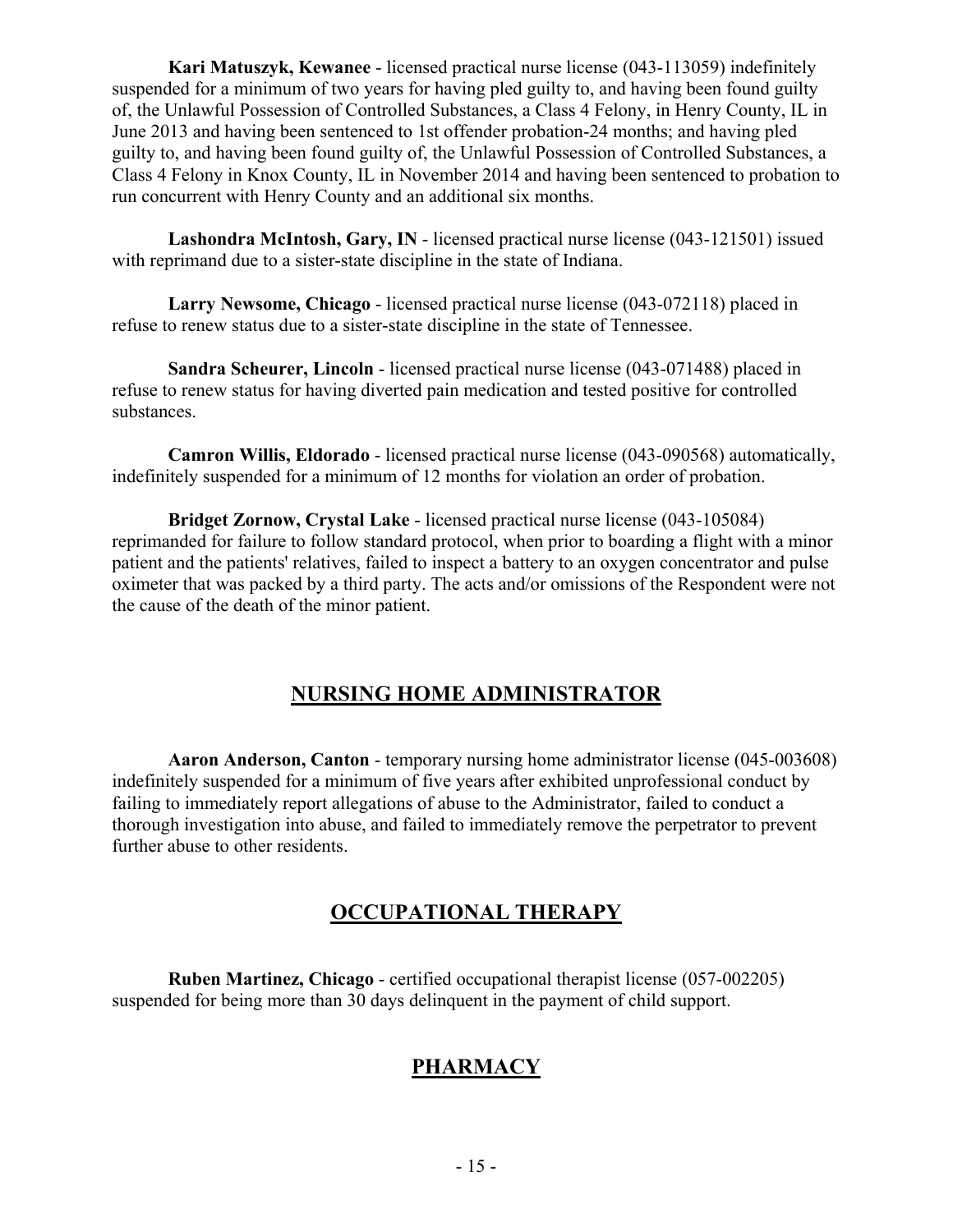**Kari Matuszyk, Kewanee** - licensed practical nurse license (043-113059) indefinitely suspended for a minimum of two years for having pled guilty to, and having been found guilty of, the Unlawful Possession of Controlled Substances, a Class 4 Felony, in Henry County, IL in June 2013 and having been sentenced to 1st offender probation-24 months; and having pled guilty to, and having been found guilty of, the Unlawful Possession of Controlled Substances, a Class 4 Felony in Knox County, IL in November 2014 and having been sentenced to probation to run concurrent with Henry County and an additional six months.

**Lashondra McIntosh, Gary, IN** - licensed practical nurse license (043-121501) issued with reprimand due to a sister-state discipline in the state of Indiana.

**Larry Newsome, Chicago** - licensed practical nurse license (043-072118) placed in refuse to renew status due to a sister-state discipline in the state of Tennessee.

**Sandra Scheurer, Lincoln** - licensed practical nurse license (043-071488) placed in refuse to renew status for having diverted pain medication and tested positive for controlled substances.

**Camron Willis, Eldorado** - licensed practical nurse license (043-090568) automatically, indefinitely suspended for a minimum of 12 months for violation an order of probation.

**Bridget Zornow, Crystal Lake** - licensed practical nurse license (043-105084) reprimanded for failure to follow standard protocol, when prior to boarding a flight with a minor patient and the patients' relatives, failed to inspect a battery to an oxygen concentrator and pulse oximeter that was packed by a third party. The acts and/or omissions of the Respondent were not the cause of the death of the minor patient.

## NURSING HOME ADMINISTRATOR

**Aaron Anderson, Canton** - temporary nursing home administrator license (045-003608) indefinitely suspended for a minimum of five years after exhibited unprofessional conduct by failing to immediately report allegations of abuse to the Administrator, failed to conduct a thorough investigation into abuse, and failed to immediately remove the perpetrator to prevent further abuse to other residents.

## OCCUPATIONAL THERAPY

**Ruben Martinez, Chicago** - certified occupational therapist license (057-002205) suspended for being more than 30 days delinquent in the payment of child support.

## PHARMACY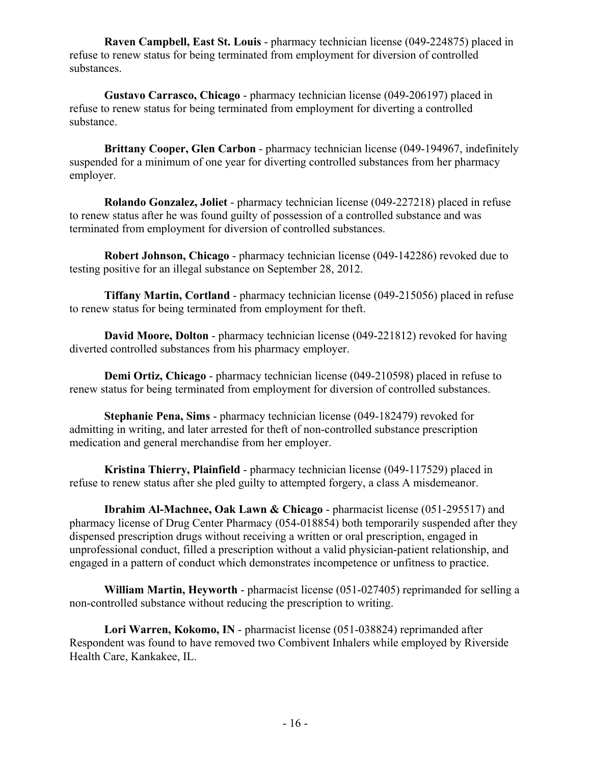**Raven Campbell, East St. Louis** - pharmacy technician license (049-224875) placed in refuse to renew status for being terminated from employment for diversion of controlled substances.

**Gustavo Carrasco, Chicago** - pharmacy technician license (049-206197) placed in refuse to renew status for being terminated from employment for diverting a controlled substance.

**Brittany Cooper, Glen Carbon** - pharmacy technician license (049-194967, indefinitely suspended for a minimum of one year for diverting controlled substances from her pharmacy employer.

**Rolando Gonzalez, Joliet** - pharmacy technician license (049-227218) placed in refuse to renew status after he was found guilty of possession of a controlled substance and was terminated from employment for diversion of controlled substances.

**Robert Johnson, Chicago** - pharmacy technician license (049-142286) revoked due to testing positive for an illegal substance on September 28, 2012.

**Tiffany Martin, Cortland** - pharmacy technician license (049-215056) placed in refuse to renew status for being terminated from employment for theft.

**David Moore, Dolton** - pharmacy technician license (049-221812) revoked for having diverted controlled substances from his pharmacy employer.

**Demi Ortiz, Chicago** - pharmacy technician license (049-210598) placed in refuse to renew status for being terminated from employment for diversion of controlled substances.

**Stephanie Pena, Sims** - pharmacy technician license (049-182479) revoked for admitting in writing, and later arrested for theft of non-controlled substance prescription medication and general merchandise from her employer.

**Kristina Thierry, Plainfield** - pharmacy technician license (049-117529) placed in refuse to renew status after she pled guilty to attempted forgery, a class A misdemeanor.

**Ibrahim Al-Machnee, Oak Lawn & Chicago** - pharmacist license (051-295517) and pharmacy license of Drug Center Pharmacy (054-018854) both temporarily suspended after they dispensed prescription drugs without receiving a written or oral prescription, engaged in unprofessional conduct, filled a prescription without a valid physician-patient relationship, and engaged in a pattern of conduct which demonstrates incompetence or unfitness to practice.

**William Martin, Heyworth** - pharmacist license (051-027405) reprimanded for selling a non-controlled substance without reducing the prescription to writing.

**Lori Warren, Kokomo, IN** - pharmacist license (051-038824) reprimanded after Respondent was found to have removed two Combivent Inhalers while employed by Riverside Health Care, Kankakee, IL.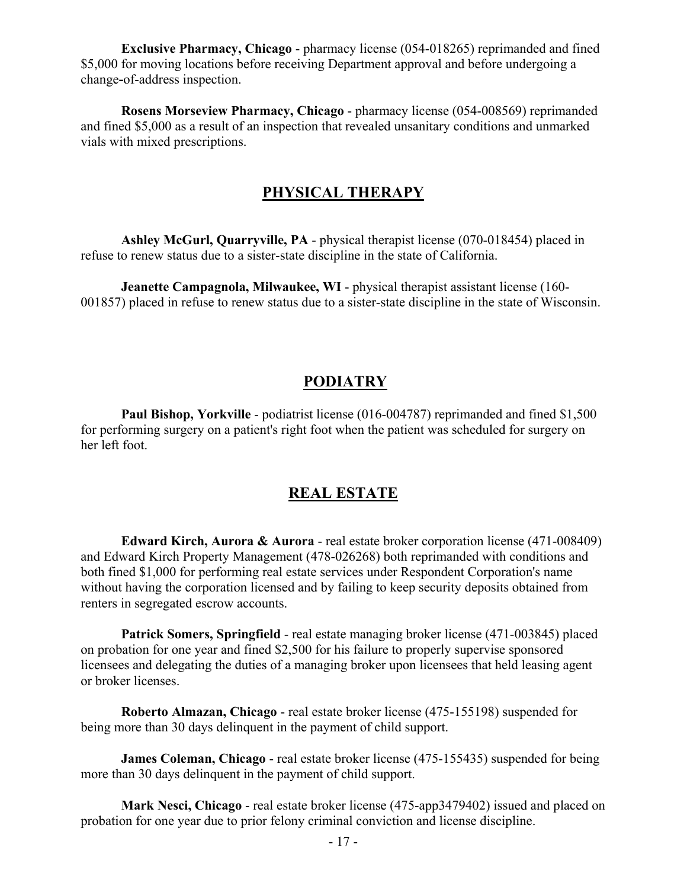**Exclusive Pharmacy, Chicago** - pharmacy license (054-018265) reprimanded and fined $5,000 for moving locations before receiving Department approval and before undergoing a change-of-address inspection.

**Rosens Morseview Pharmacy, Chicago** - pharmacy license (054-008569) reprimanded and fined $5,000 as a result of an inspection that revealed unsanitary conditions and unmarked vials with mixed prescriptions.

## PHYSICAL THERAPY

**Ashley McGurl, Quarryville, PA** - physical therapist license (070-018454) placed in refuse to renew status due to a sister-state discipline in the state of California.

**Jeanette Campagnola, Milwaukee, WI** - physical therapist assistant license (160-001857) placed in refuse to renew status due to a sister-state discipline in the state of Wisconsin.

## PODIATRY

**Paul Bishop, Yorkville** - podiatrist license (016-004787) reprimanded and fined $1,500 for performing surgery on a patient's right foot when the patient was scheduled for surgery on her left foot.

## REAL ESTATE

**Edward Kirch, Aurora & Aurora** - real estate broker corporation license (471-008409) and Edward Kirch Property Management (478-026268) both reprimanded with conditions and both fined $1,000 for performing real estate services under Respondent Corporation's name without having the corporation licensed and by failing to keep security deposits obtained from renters in segregated escrow accounts.

**Patrick Somers, Springfield** - real estate managing broker license (471-003845) placed on probation for one year and fined $2,500 for his failure to properly supervise sponsored licensees and delegating the duties of a managing broker upon licensees that held leasing agent or broker licenses.

**Roberto Almazan, Chicago** - real estate broker license (475-155198) suspended for being more than 30 days delinquent in the payment of child support.

**James Coleman, Chicago** - real estate broker license (475-155435) suspended for being more than 30 days delinquent in the payment of child support.

**Mark Nesci, Chicago** - real estate broker license (475-app3479402) issued and placed on probation for one year due to prior felony criminal conviction and license discipline.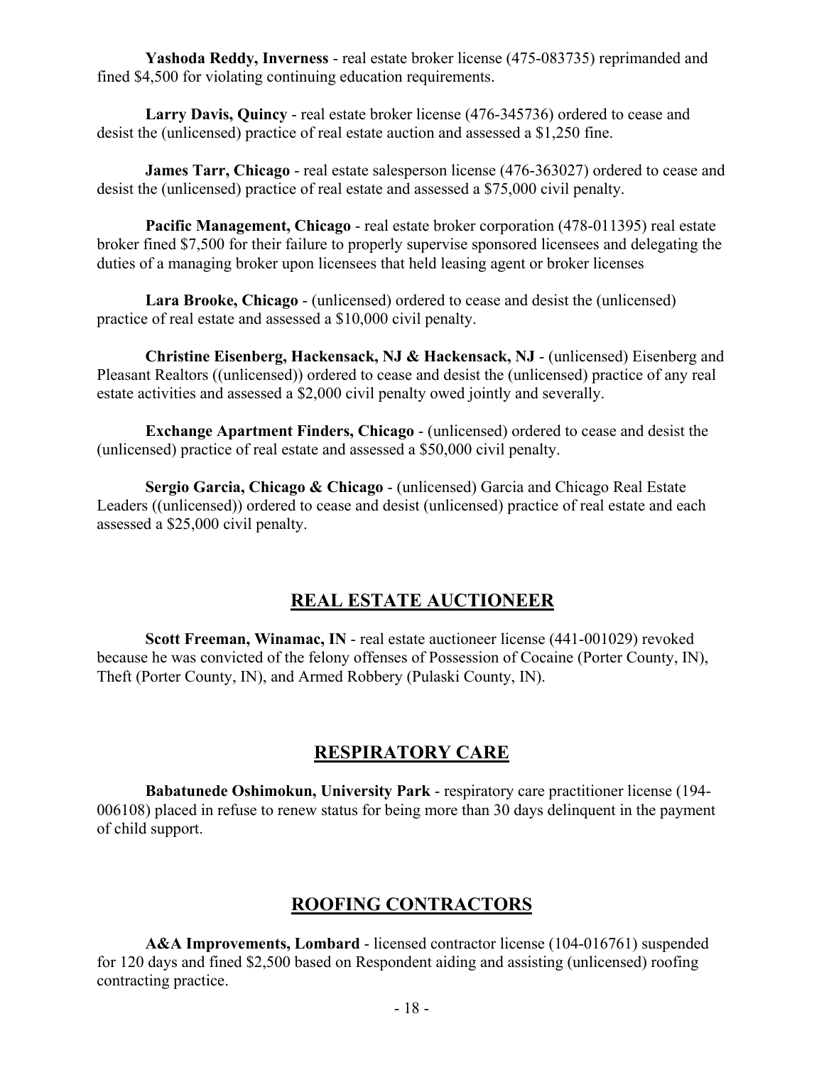**Yashoda Reddy, Inverness** - real estate broker license (475-083735) reprimanded and fined $4,500 for violating continuing education requirements.

**Larry Davis, Quincy** - real estate broker license (476-345736) ordered to cease and desist the (unlicensed) practice of real estate auction and assessed a $1,250 fine.

**James Tarr, Chicago** - real estate salesperson license (476-363027) ordered to cease and desist the (unlicensed) practice of real estate and assessed a $75,000 civil penalty.

**Pacific Management, Chicago** - real estate broker corporation (478-011395) real estate broker fined $7,500 for their failure to properly supervise sponsored licensees and delegating the duties of a managing broker upon licensees that held leasing agent or broker licenses

**Lara Brooke, Chicago** - (unlicensed) ordered to cease and desist the (unlicensed) practice of real estate and assessed a $10,000 civil penalty.

**Christine Eisenberg, Hackensack, NJ & Hackensack, NJ** - (unlicensed) Eisenberg and Pleasant Realtors ((unlicensed)) ordered to cease and desist the (unlicensed) practice of any real estate activities and assessed a $2,000 civil penalty owed jointly and severally.

**Exchange Apartment Finders, Chicago** - (unlicensed) ordered to cease and desist the (unlicensed) practice of real estate and assessed a $50,000 civil penalty.

**Sergio Garcia, Chicago & Chicago** - (unlicensed) Garcia and Chicago Real Estate Leaders ((unlicensed)) ordered to cease and desist (unlicensed) practice of real estate and each assessed a $25,000 civil penalty.

## REAL ESTATE AUCTIONEER

**Scott Freeman, Winamac, IN** - real estate auctioneer license (441-001029) revoked because he was convicted of the felony offenses of Possession of Cocaine (Porter County, IN), Theft (Porter County, IN), and Armed Robbery (Pulaski County, IN).

## RESPIRATORY CARE

**Babatunede Oshimokun, University Park** - respiratory care practitioner license (194-006108) placed in refuse to renew status for being more than 30 days delinquent in the payment of child support.

## ROOFING CONTRACTORS

**A&A Improvements, Lombard** - licensed contractor license (104-016761) suspended for 120 days and fined $2,500 based on Respondent aiding and assisting (unlicensed) roofing contracting practice.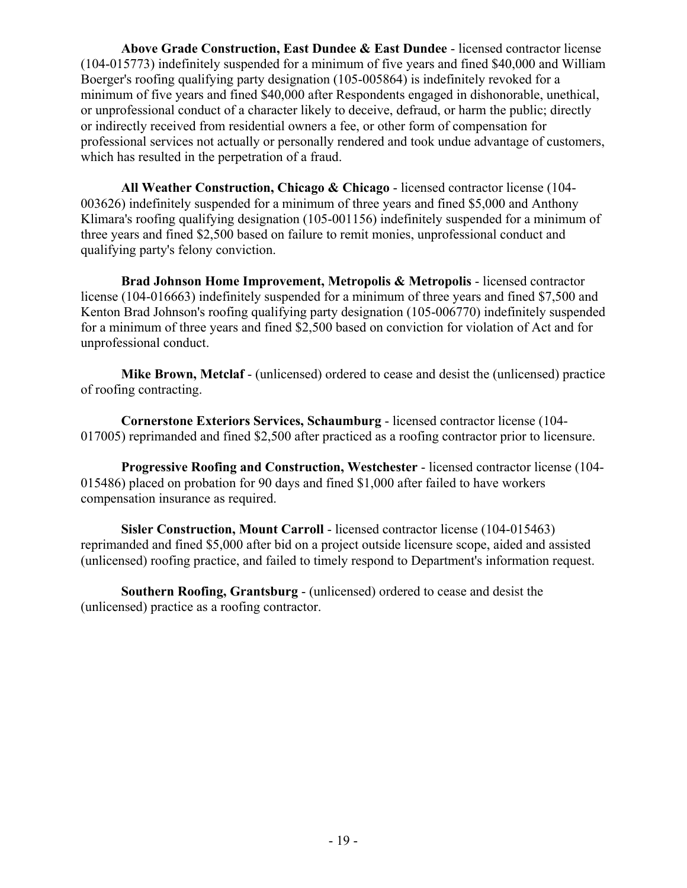**Above Grade Construction, East Dundee & East Dundee** - licensed contractor license (104-015773) indefinitely suspended for a minimum of five years and fined $40,000 and William Boerger's roofing qualifying party designation (105-005864) is indefinitely revoked for a minimum of five years and fined $40,000 after Respondents engaged in dishonorable, unethical, or unprofessional conduct of a character likely to deceive, defraud, or harm the public; directly or indirectly received from residential owners a fee, or other form of compensation for professional services not actually or personally rendered and took undue advantage of customers, which has resulted in the perpetration of a fraud.

**All Weather Construction, Chicago & Chicago** - licensed contractor license (104-003626) indefinitely suspended for a minimum of three years and fined $5,000 and Anthony Klimara's roofing qualifying designation (105-001156) indefinitely suspended for a minimum of three years and fined $2,500 based on failure to remit monies, unprofessional conduct and qualifying party's felony conviction.

**Brad Johnson Home Improvement, Metropolis & Metropolis** - licensed contractor license (104-016663) indefinitely suspended for a minimum of three years and fined $7,500 and Kenton Brad Johnson's roofing qualifying party designation (105-006770) indefinitely suspended for a minimum of three years and fined $2,500 based on conviction for violation of Act and for unprofessional conduct.

**Mike Brown, Metclaf** - (unlicensed) ordered to cease and desist the (unlicensed) practice of roofing contracting.

**Cornerstone Exteriors Services, Schaumburg** - licensed contractor license (104-017005) reprimanded and fined $2,500 after practiced as a roofing contractor prior to licensure.

**Progressive Roofing and Construction, Westchester** - licensed contractor license (104-015486) placed on probation for 90 days and fined $1,000 after failed to have workers compensation insurance as required.

**Sisler Construction, Mount Carroll** - licensed contractor license (104-015463) reprimanded and fined $5,000 after bid on a project outside licensure scope, aided and assisted (unlicensed) roofing practice, and failed to timely respond to Department's information request.

**Southern Roofing, Grantsburg** - (unlicensed) ordered to cease and desist the (unlicensed) practice as a roofing contractor.